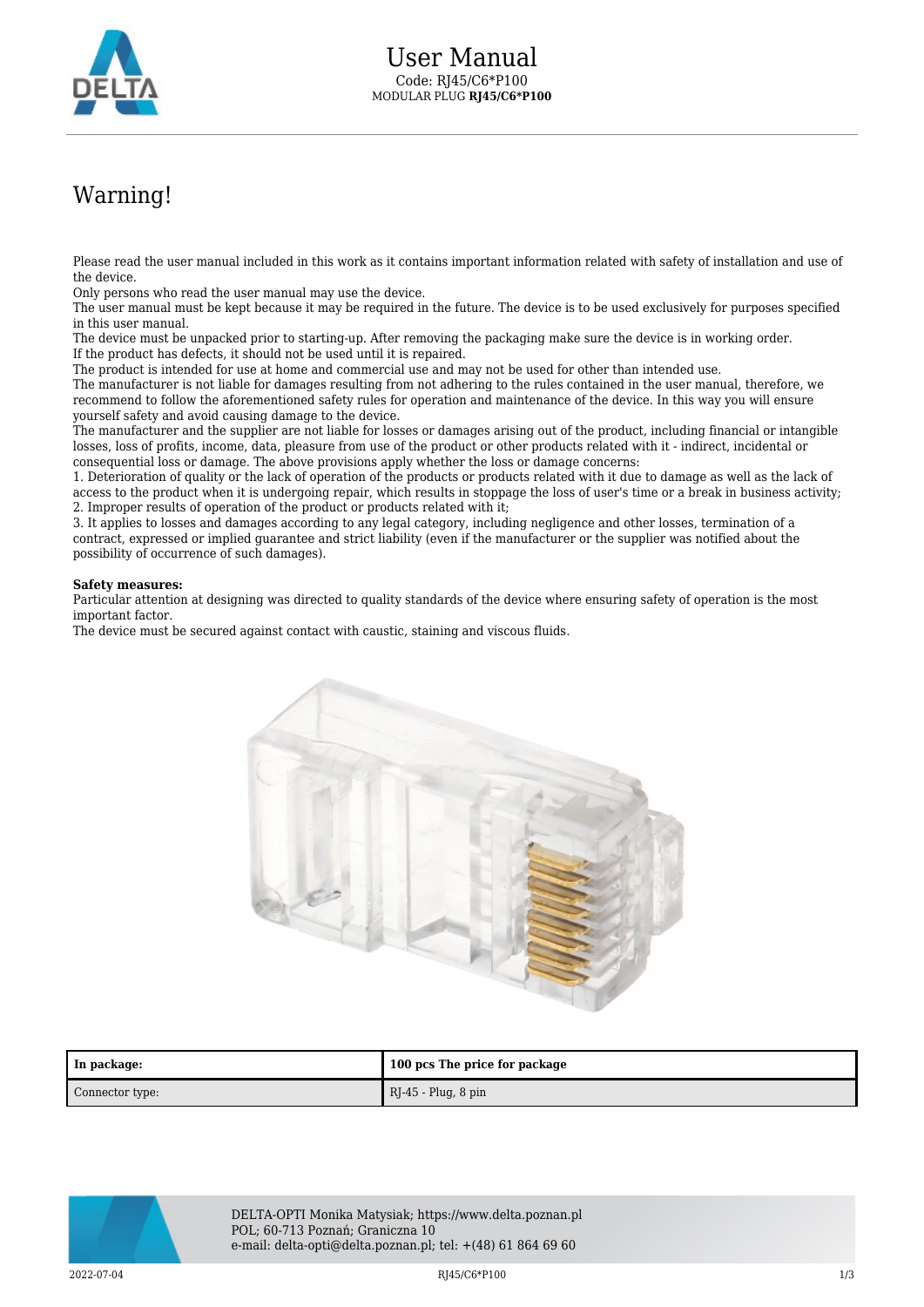# User Manual

Code: RJ45/C6*P100
MODULAR PLUG **RJ45/C6*P100**

## Warning!

Please read the user manual included in this work as it contains important information related with safety of installation and use of the device.
Only persons who read the user manual may use the device.
The user manual must be kept because it may be required in the future. The device is to be used exclusively for purposes specified in this user manual.
The device must be unpacked prior to starting-up. After removing the packaging make sure the device is in working order.
If the product has defects, it should not be used until it is repaired.
The product is intended for use at home and commercial use and may not be used for other than intended use.
The manufacturer is not liable for damages resulting from not adhering to the rules contained in the user manual, therefore, we recommend to follow the aforementioned safety rules for operation and maintenance of the device. In this way you will ensure yourself safety and avoid causing damage to the device.
The manufacturer and the supplier are not liable for losses or damages arising out of the product, including financial or intangible losses, loss of profits, income, data, pleasure from use of the product or other products related with it - indirect, incidental or consequential loss or damage. The above provisions apply whether the loss or damage concerns:
1. Deterioration of quality or the lack of operation of the products or products related with it due to damage as well as the lack of access to the product when it is undergoing repair, which results in stoppage the loss of user's time or a break in business activity;
2. Improper results of operation of the product or products related with it;
3. It applies to losses and damages according to any legal category, including negligence and other losses, termination of a contract, expressed or implied guarantee and strict liability (even if the manufacturer or the supplier was notified about the possibility of occurrence of such damages).

**Safety measures:**
Particular attention at designing was directed to quality standards of the device where ensuring safety of operation is the most important factor.
The device must be secured against contact with caustic, staining and viscous fluids.

| **In package:** | **100 pcs The price for package** |
| --- | --- |
| Connector type: | RJ-45 - Plug, 8 pin |

DELTA-OPTI Monika Matysiak; https://www.delta.poznan.pl
POL; 60-713 Poznań; Graniczna 10
e-mail: delta-opti@delta.poznan.pl; tel: +(48) 61 864 69 60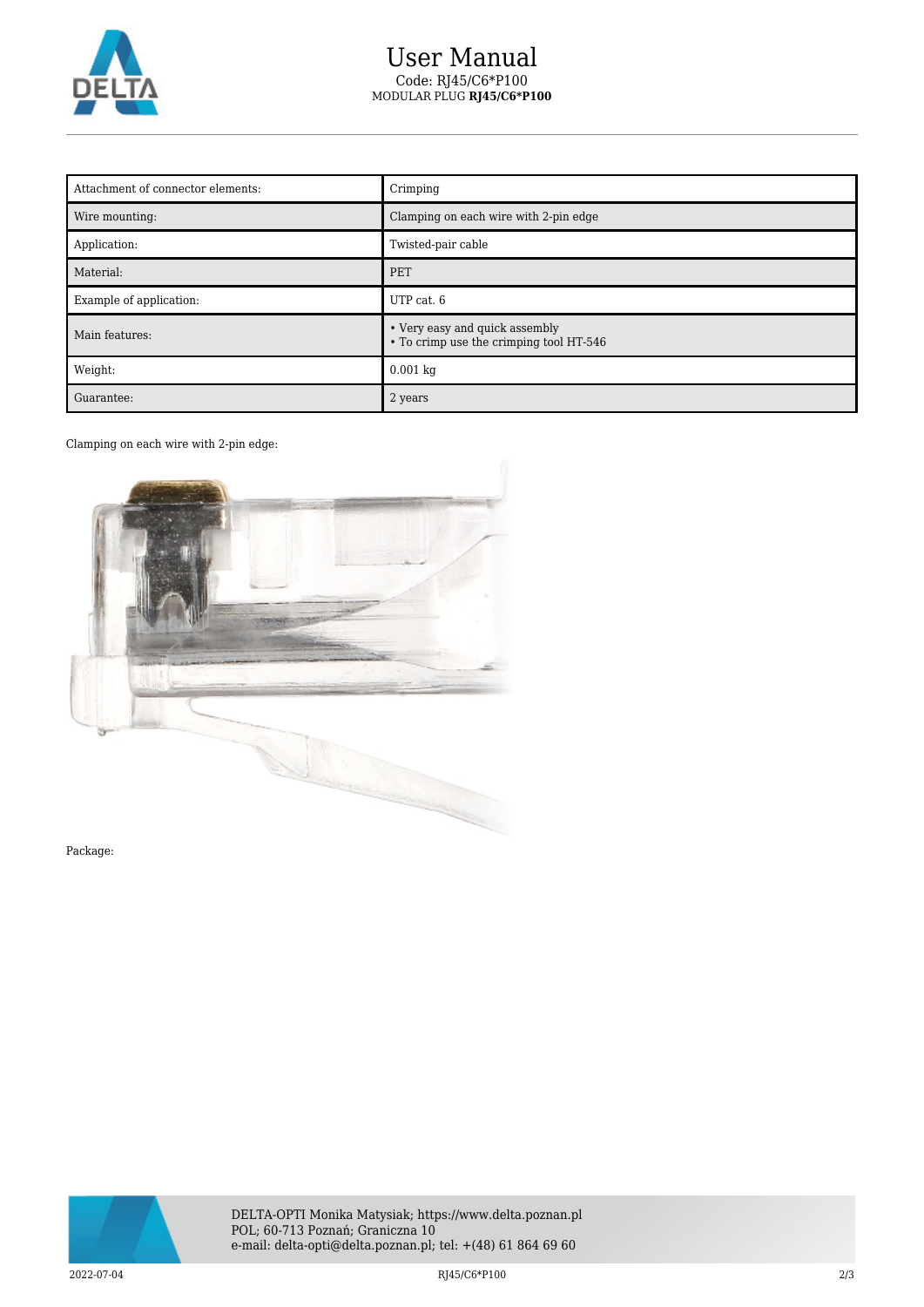# User Manual

Code: RJ45/C6*P100

MODULAR PLUG **RJ45/C6*P100**

| Attachment of connector elements: | Crimping |
| --- | --- |
| Wire mounting: | Clamping on each wire with 2-pin edge |
| Application: | Twisted-pair cable |
| Material: | PET |
| Example of application: | UTP cat. 6 |
| Main features: | • Very easy and quick assembly<br>• To crimp use the crimping tool HT-546 |
| Weight: | 0.001 kg |
| Guarantee: | 2 years |

Clamping on each wire with 2-pin edge:

Package:

DELTA-OPTI Monika Matysiak; https://www.delta.poznan.pl
POL; 60-713 Poznań; Graniczna 10
e-mail: delta-opti@delta.poznan.pl; tel: +(48) 61 864 69 60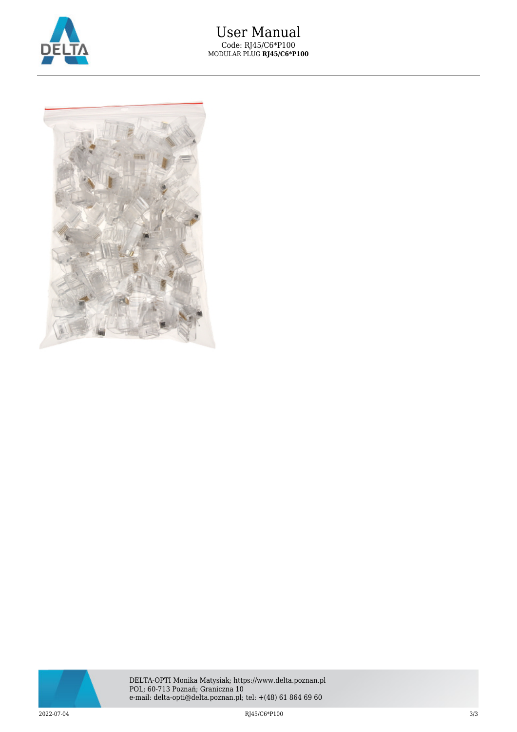# User Manual

Code: RJ45/C6*P100

MODULAR PLUG **RJ45/C6*P100**

DELTA-OPTI Monika Matysiak; https://www.delta.poznan.pl
POL; 60-713 Poznań; Graniczna 10
e-mail: delta-opti@delta.poznan.pl; tel: +(48) 61 864 69 60